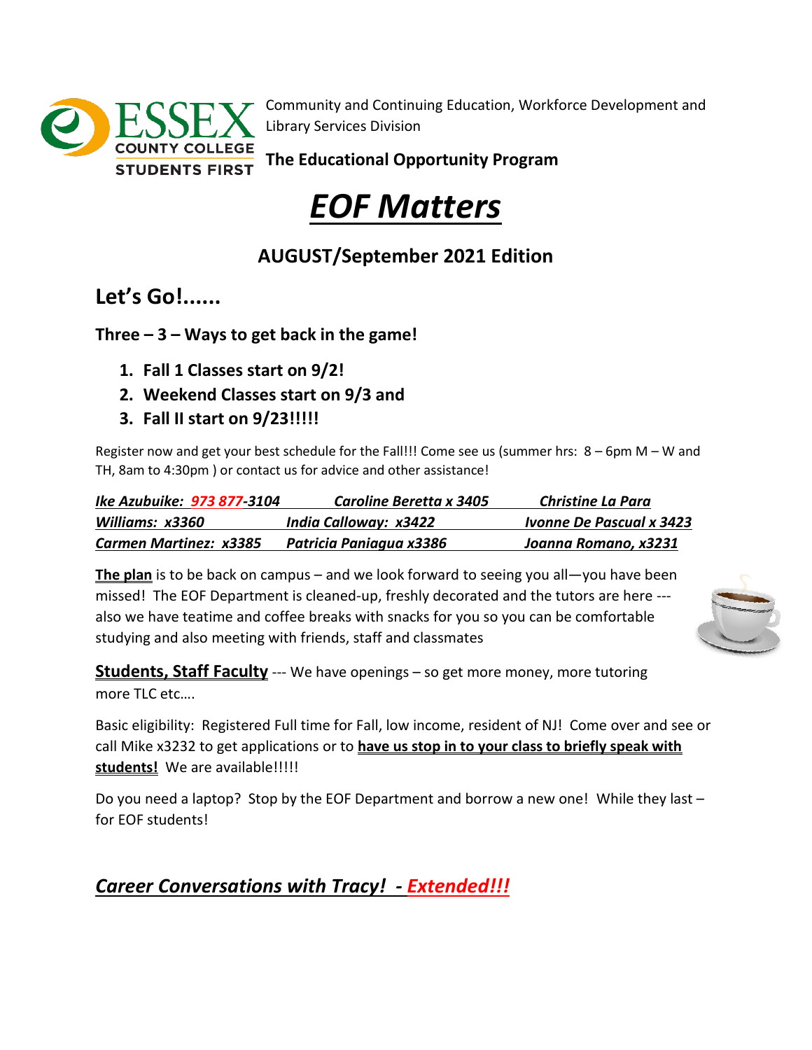Community and Continuing Education, Workforce Development and Library Services Division

**The Educational Opportunity Program**

# *EOF Matters*

## AUGUST/September 2021 Edition

## Let's Go!......

### Three – 3 – Ways to get back in the game!

1. **Fall 1 Classes start on 9/2!**
2. **Weekend Classes start on 9/3 and**
3. **Fall II start on 9/23!!!!!**

Register now and get your best schedule for the Fall!!! Come see us (summer hrs: 8 – 6pm M – W and TH, 8am to 4:30pm ) or contact us for advice and other assistance!

| | | |
|---|---|---|
| ***Ike Azubuike: 973 877-3104*** | ***Caroline Beretta x 3405*** | ***Christine La Para*** |
| ***Williams: x3360*** | ***India Calloway: x3422*** | ***Ivonne De Pascual x 3423*** |
| ***Carmen Martinez: x3385*** | ***Patricia Paniagua x3386*** | ***Joanna Romano, x3231*** |

**The plan** is to be back on campus – and we look forward to seeing you all—you have been missed! The EOF Department is cleaned-up, freshly decorated and the tutors are here --- also we have teatime and coffee breaks with snacks for you so you can be comfortable studying and also meeting with friends, staff and classmates

**Students, Staff Faculty** --- We have openings – so get more money, more tutoring more TLC etc….

Basic eligibility: Registered Full time for Fall, low income, resident of NJ! Come over and see or call Mike x3232 to get applications or to **have us stop in to your class to briefly speak with students!** We are available!!!!!

Do you need a laptop? Stop by the EOF Department and borrow a new one! While they last – for EOF students!

## *Career Conversations with Tracy! - Extended!!!*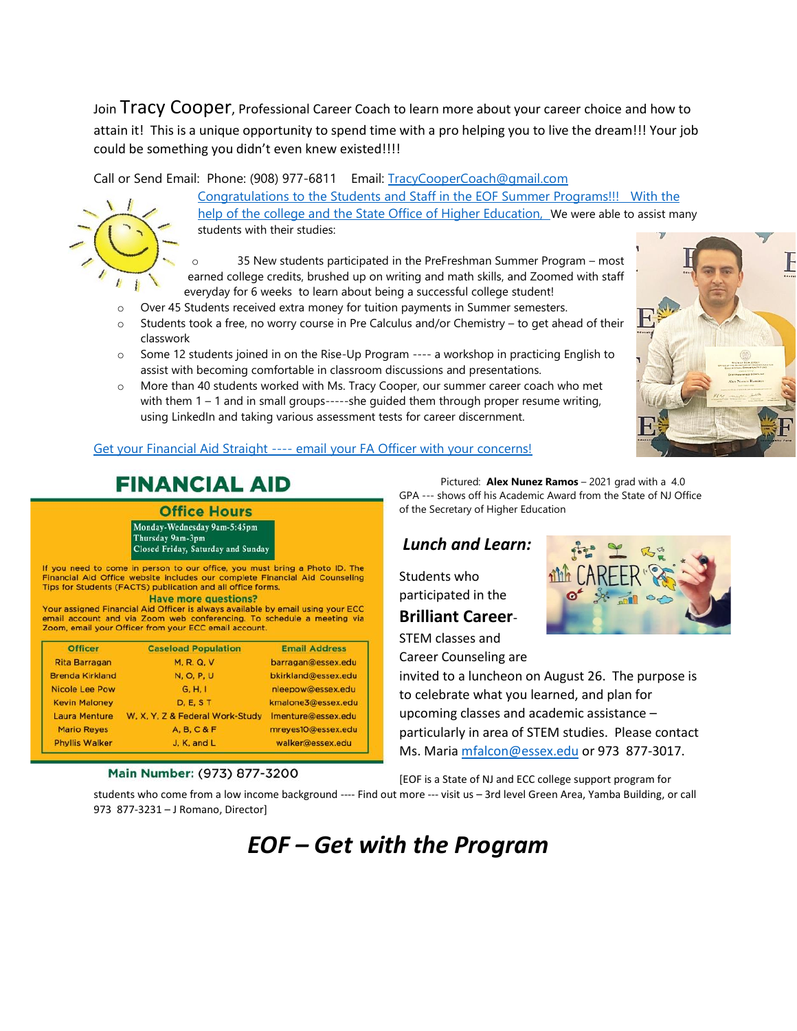Join Tracy Cooper, Professional Career Coach to learn more about your career choice and how to attain it! This is a unique opportunity to spend time with a pro helping you to live the dream!!! Your job could be something you didn't even knew existed!!!!

Call or Send Email: Phone: (908) 977-6811 Email: TracyCooperCoach@gmail.com

Congratulations to the Students and Staff in the EOF Summer Programs!!! With the help of the college and the State Office of Higher Education, We were able to assist many students with their studies:

- 35 New students participated in the PreFreshman Summer Program – most earned college credits, brushed up on writing and math skills, and Zoomed with staff everyday for 6 weeks to learn about being a successful college student!
- Over 45 Students received extra money for tuition payments in Summer semesters.
- Students took a free, no worry course in Pre Calculus and/or Chemistry – to get ahead of their classwork
- Some 12 students joined in on the Rise-Up Program ---- a workshop in practicing English to assist with becoming comfortable in classroom discussions and presentations.
- More than 40 students worked with Ms. Tracy Cooper, our summer career coach who met with them 1 – 1 and in small groups-----she guided them through proper resume writing, using LinkedIn and taking various assessment tests for career discernment.

Get your Financial Aid Straight ---- email your FA Officer with your concerns!

## FINANCIAL AID

### Office Hours

Monday-Wednesday 9am-5:45pm
Thursday 9am-3pm
Closed Friday, Saturday and Sunday

If you need to come in person to our office, you must bring a Photo ID. The Financial Aid Office website includes our complete Financial Aid Counseling Tips for Students (FACTS) publication and all office forms.

### Have more questions?

Your assigned Financial Aid Officer is always available by email using your ECC email account and via Zoom web conferencing. To schedule a meeting via Zoom, email your Officer from your ECC email account.

| Officer | Caseload Population | Email Address |
|---|---|---|
| Rita Barragan | M, R, Q, V | barragan@essex.edu |
| Brenda Kirkland | N, O, P, U | bkirkland@essex.edu |
| Nicole Lee Pow | G, H, I | nleepow@essex.edu |
| Kevin Maloney | D, E, S T | kmalone3@essex.edu |
| Laura Menture | W, X, Y, Z & Federal Work-Study | lmenture@essex.edu |
| Mario Reyes | A, B, C & F | mreyes10@essex.edu |
| Phyllis Walker | J, K, and L | walker@essex.edu |

**Main Number:** (973) 877-3200

Pictured: **Alex Nunez Ramos** – 2021 grad with a 4.0 GPA --- shows off his Academic Award from the State of NJ Office of the Secretary of Higher Education

### *Lunch and Learn:*

Students who participated in the **Brilliant Career**-STEM classes and Career Counseling are invited to a luncheon on August 26. The purpose is to celebrate what you learned, and plan for upcoming classes and academic assistance – particularly in area of STEM studies. Please contact Ms. Maria mfalcon@essex.edu or 973 877-3017.

[EOF is a State of NJ and ECC college support program for students who come from a low income background ---- Find out more --- visit us – 3rd level Green Area, Yamba Building, or call 973 877-3231 – J Romano, Director]

## *EOF – Get with the Program*